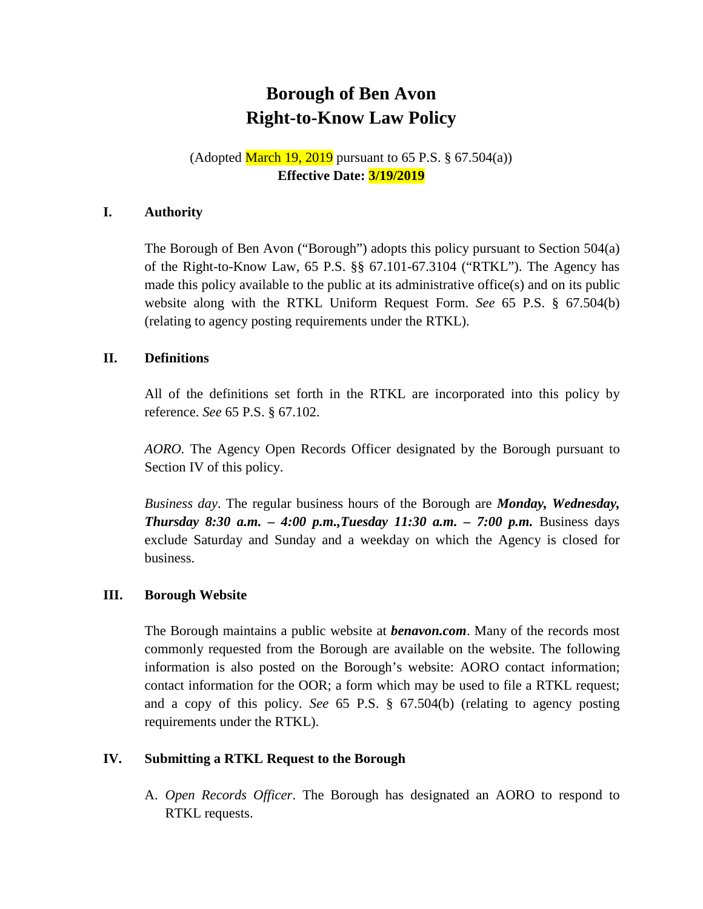# Borough of Ben Avon
# Right-to-Know Law Policy

(Adopted March 19, 2019 pursuant to 65 P.S. § 67.504(a))
**Effective Date: 3/19/2019**

## I. Authority

The Borough of Ben Avon ("Borough") adopts this policy pursuant to Section 504(a) of the Right-to-Know Law, 65 P.S. §§ 67.101-67.3104 ("RTKL"). The Agency has made this policy available to the public at its administrative office(s) and on its public website along with the RTKL Uniform Request Form. *See* 65 P.S. § 67.504(b) (relating to agency posting requirements under the RTKL).

## II. Definitions

All of the definitions set forth in the RTKL are incorporated into this policy by reference. *See* 65 P.S. § 67.102.

*AORO*. The Agency Open Records Officer designated by the Borough pursuant to Section IV of this policy.

*Business day*. The regular business hours of the Borough are ***Monday, Wednesday, Thursday 8:30 a.m. – 4:00 p.m.,Tuesday 11:30 a.m. – 7:00 p.m.*** Business days exclude Saturday and Sunday and a weekday on which the Agency is closed for business.

## III. Borough Website

The Borough maintains a public website at ***benavon.com***. Many of the records most commonly requested from the Borough are available on the website. The following information is also posted on the Borough's website: AORO contact information; contact information for the OOR; a form which may be used to file a RTKL request; and a copy of this policy. *See* 65 P.S. § 67.504(b) (relating to agency posting requirements under the RTKL).

## IV. Submitting a RTKL Request to the Borough

A. *Open Records Officer*. The Borough has designated an AORO to respond to RTKL requests.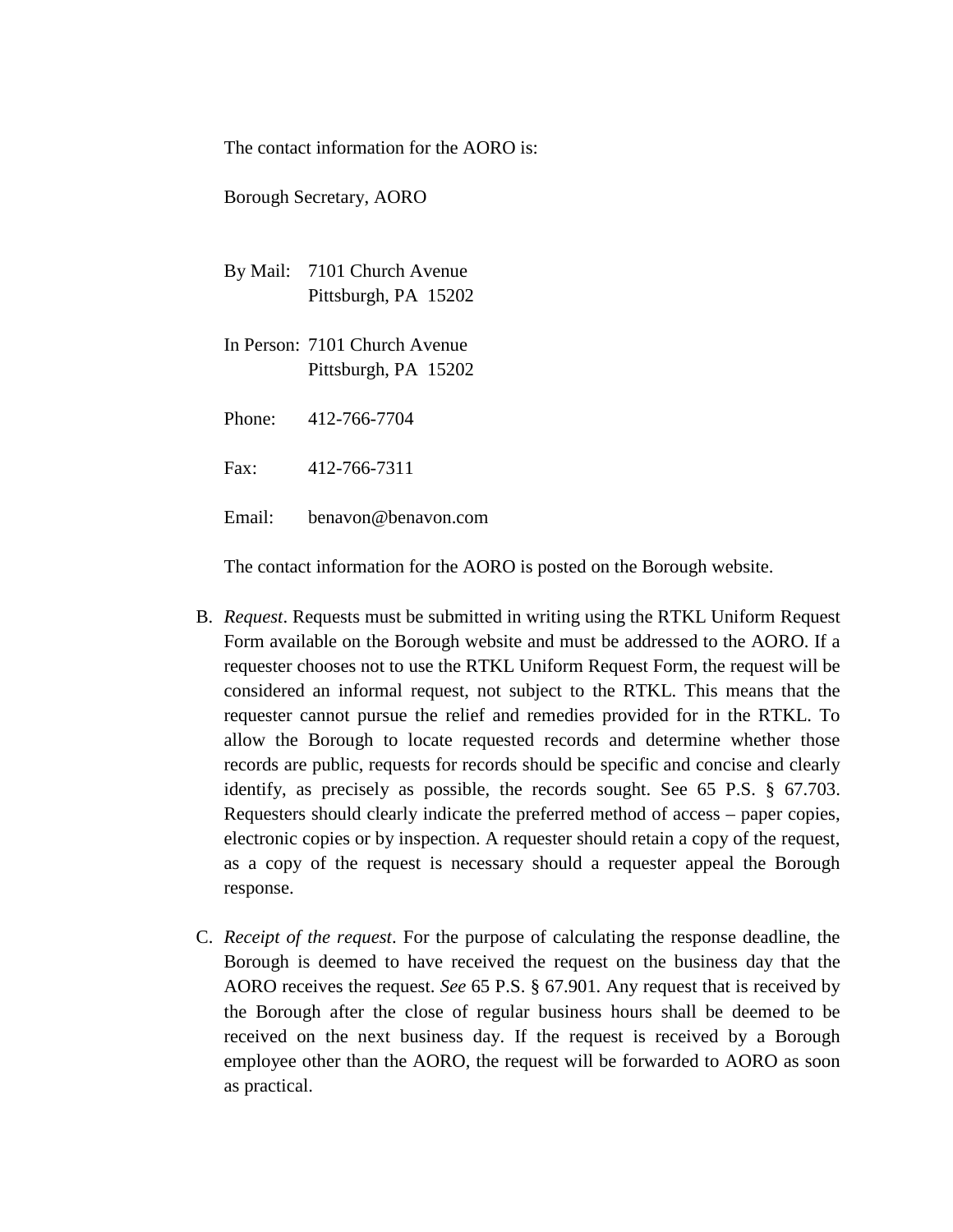The contact information for the AORO is:

Borough Secretary, AORO

By Mail: 7101 Church Avenue
Pittsburgh, PA 15202

In Person: 7101 Church Avenue
Pittsburgh, PA 15202

Phone: 412-766-7704

Fax: 412-766-7311

Email: benavon@benavon.com

The contact information for the AORO is posted on the Borough website.

B. *Request*. Requests must be submitted in writing using the RTKL Uniform Request Form available on the Borough website and must be addressed to the AORO. If a requester chooses not to use the RTKL Uniform Request Form, the request will be considered an informal request, not subject to the RTKL. This means that the requester cannot pursue the relief and remedies provided for in the RTKL. To allow the Borough to locate requested records and determine whether those records are public, requests for records should be specific and concise and clearly identify, as precisely as possible, the records sought. See 65 P.S. § 67.703. Requesters should clearly indicate the preferred method of access – paper copies, electronic copies or by inspection. A requester should retain a copy of the request, as a copy of the request is necessary should a requester appeal the Borough response.

C. *Receipt of the request*. For the purpose of calculating the response deadline, the Borough is deemed to have received the request on the business day that the AORO receives the request. *See* 65 P.S. § 67.901. Any request that is received by the Borough after the close of regular business hours shall be deemed to be received on the next business day. If the request is received by a Borough employee other than the AORO, the request will be forwarded to AORO as soon as practical.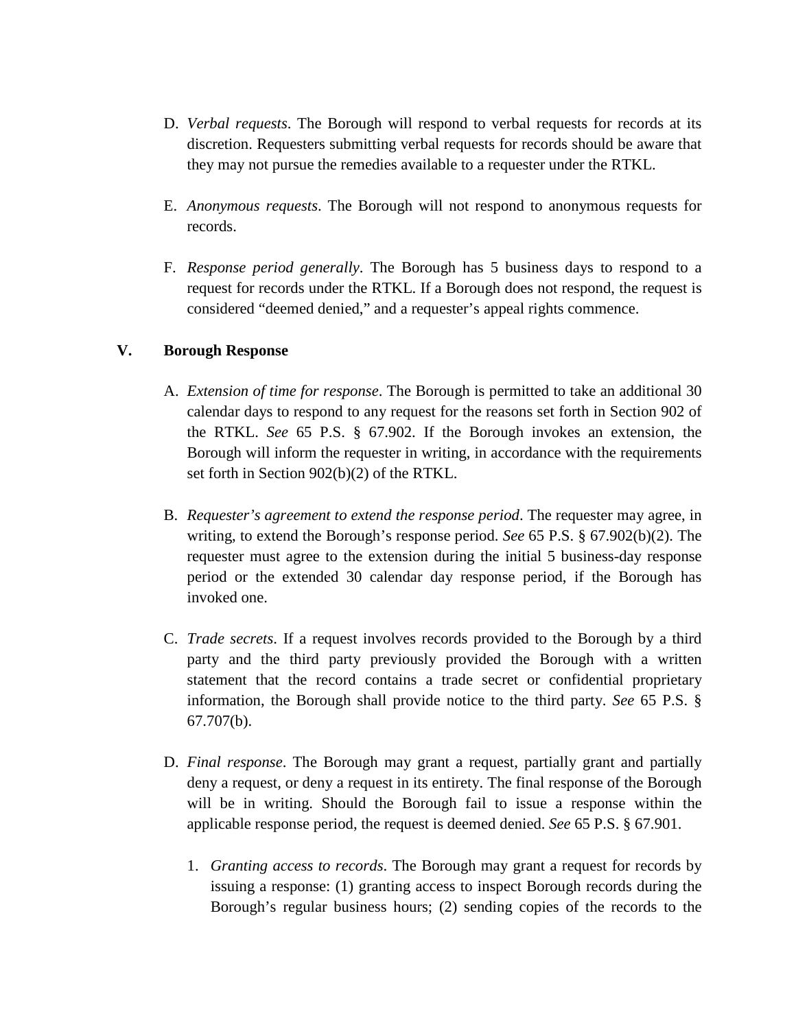D. *Verbal requests*. The Borough will respond to verbal requests for records at its discretion. Requesters submitting verbal requests for records should be aware that they may not pursue the remedies available to a requester under the RTKL.

E. *Anonymous requests*. The Borough will not respond to anonymous requests for records.

F. *Response period generally*. The Borough has 5 business days to respond to a request for records under the RTKL. If a Borough does not respond, the request is considered "deemed denied," and a requester's appeal rights commence.

## V. Borough Response

A. *Extension of time for response*. The Borough is permitted to take an additional 30 calendar days to respond to any request for the reasons set forth in Section 902 of the RTKL. *See* 65 P.S. § 67.902. If the Borough invokes an extension, the Borough will inform the requester in writing, in accordance with the requirements set forth in Section 902(b)(2) of the RTKL.

B. *Requester's agreement to extend the response period*. The requester may agree, in writing, to extend the Borough's response period. *See* 65 P.S. § 67.902(b)(2). The requester must agree to the extension during the initial 5 business-day response period or the extended 30 calendar day response period, if the Borough has invoked one.

C. *Trade secrets*. If a request involves records provided to the Borough by a third party and the third party previously provided the Borough with a written statement that the record contains a trade secret or confidential proprietary information, the Borough shall provide notice to the third party. *See* 65 P.S. § 67.707(b).

D. *Final response*. The Borough may grant a request, partially grant and partially deny a request, or deny a request in its entirety. The final response of the Borough will be in writing. Should the Borough fail to issue a response within the applicable response period, the request is deemed denied. *See* 65 P.S. § 67.901.

1. *Granting access to records*. The Borough may grant a request for records by issuing a response: (1) granting access to inspect Borough records during the Borough's regular business hours; (2) sending copies of the records to the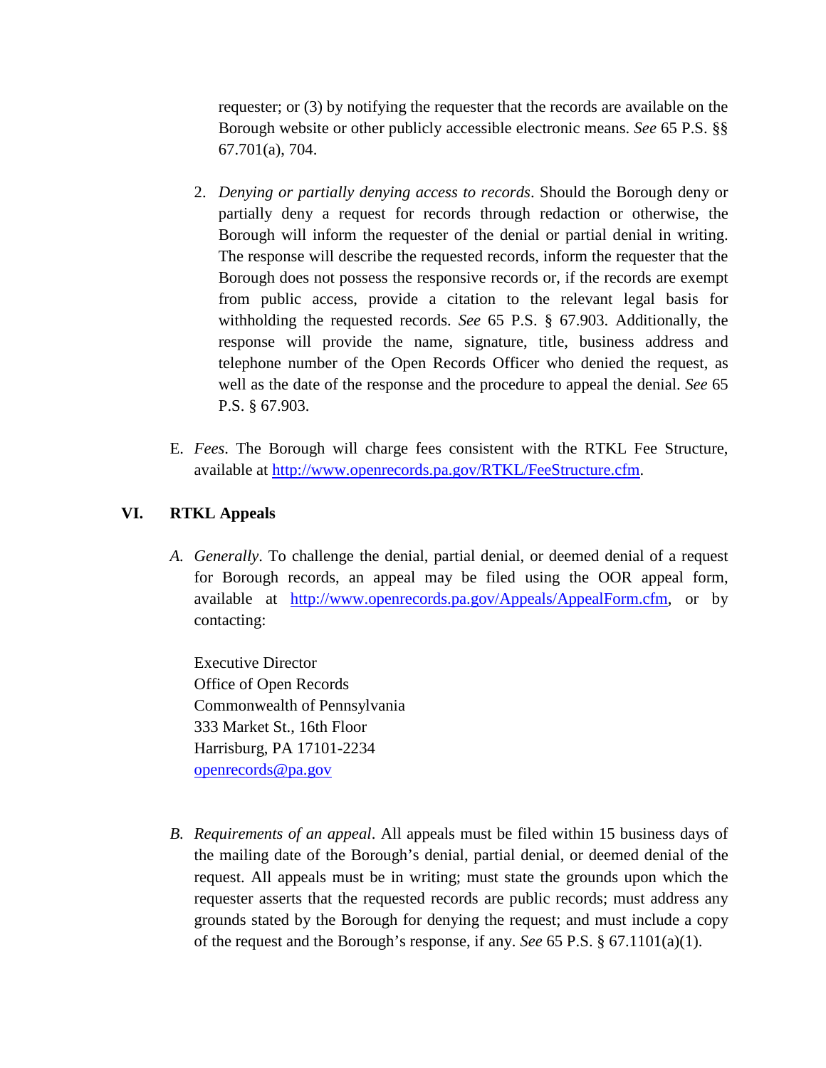requester; or (3) by notifying the requester that the records are available on the Borough website or other publicly accessible electronic means. *See* 65 P.S. §§ 67.701(a), 704.

2. *Denying or partially denying access to records*. Should the Borough deny or partially deny a request for records through redaction or otherwise, the Borough will inform the requester of the denial or partial denial in writing. The response will describe the requested records, inform the requester that the Borough does not possess the responsive records or, if the records are exempt from public access, provide a citation to the relevant legal basis for withholding the requested records. *See* 65 P.S. § 67.903. Additionally, the response will provide the name, signature, title, business address and telephone number of the Open Records Officer who denied the request, as well as the date of the response and the procedure to appeal the denial. *See* 65 P.S. § 67.903.

E. *Fees*. The Borough will charge fees consistent with the RTKL Fee Structure, available at http://www.openrecords.pa.gov/RTKL/FeeStructure.cfm.

## VI. RTKL Appeals

*A. Generally*. To challenge the denial, partial denial, or deemed denial of a request for Borough records, an appeal may be filed using the OOR appeal form, available at http://www.openrecords.pa.gov/Appeals/AppealForm.cfm, or by contacting:

Executive Director
Office of Open Records
Commonwealth of Pennsylvania
333 Market St., 16th Floor
Harrisburg, PA 17101-2234
openrecords@pa.gov

*B. Requirements of an appeal*. All appeals must be filed within 15 business days of the mailing date of the Borough's denial, partial denial, or deemed denial of the request. All appeals must be in writing; must state the grounds upon which the requester asserts that the requested records are public records; must address any grounds stated by the Borough for denying the request; and must include a copy of the request and the Borough's response, if any. *See* 65 P.S. § 67.1101(a)(1).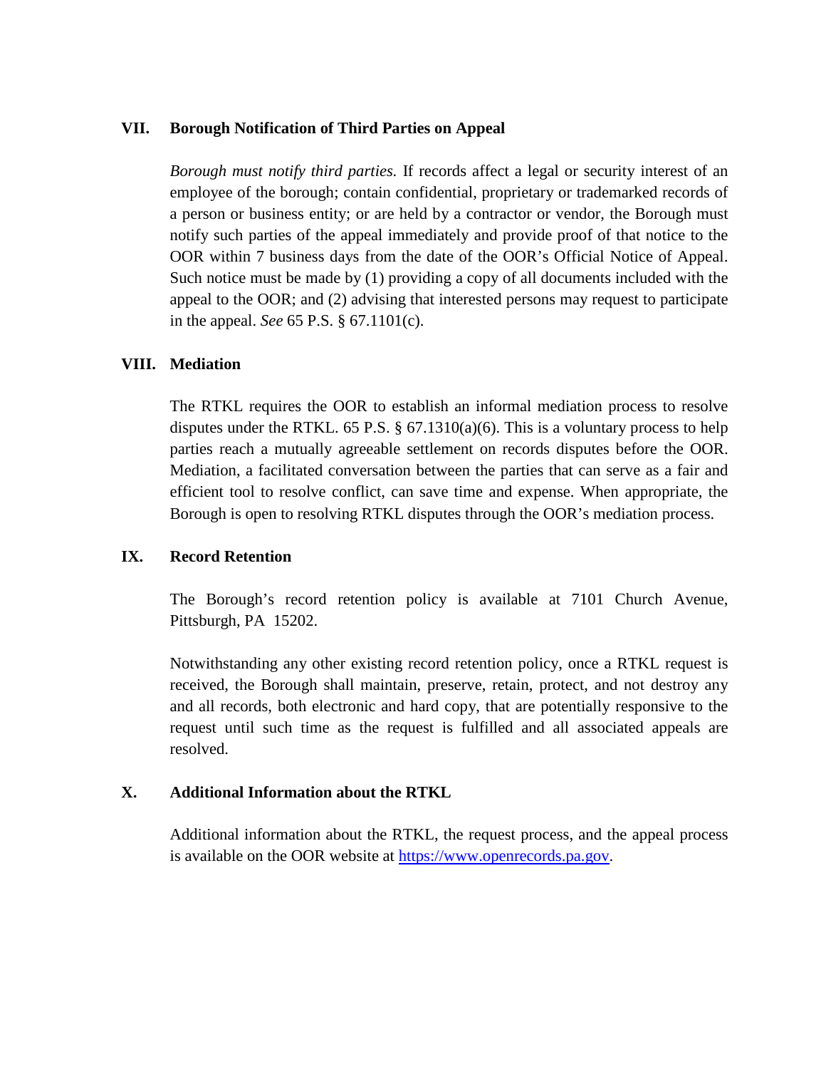## VII. Borough Notification of Third Parties on Appeal

*Borough must notify third parties.* If records affect a legal or security interest of an employee of the borough; contain confidential, proprietary or trademarked records of a person or business entity; or are held by a contractor or vendor, the Borough must notify such parties of the appeal immediately and provide proof of that notice to the OOR within 7 business days from the date of the OOR's Official Notice of Appeal. Such notice must be made by (1) providing a copy of all documents included with the appeal to the OOR; and (2) advising that interested persons may request to participate in the appeal. *See* 65 P.S. § 67.1101(c).

## VIII. Mediation

The RTKL requires the OOR to establish an informal mediation process to resolve disputes under the RTKL. 65 P.S. § 67.1310(a)(6). This is a voluntary process to help parties reach a mutually agreeable settlement on records disputes before the OOR. Mediation, a facilitated conversation between the parties that can serve as a fair and efficient tool to resolve conflict, can save time and expense. When appropriate, the Borough is open to resolving RTKL disputes through the OOR's mediation process.

## IX. Record Retention

The Borough's record retention policy is available at 7101 Church Avenue, Pittsburgh, PA 15202.

Notwithstanding any other existing record retention policy, once a RTKL request is received, the Borough shall maintain, preserve, retain, protect, and not destroy any and all records, both electronic and hard copy, that are potentially responsive to the request until such time as the request is fulfilled and all associated appeals are resolved.

## X. Additional Information about the RTKL

Additional information about the RTKL, the request process, and the appeal process is available on the OOR website at https://www.openrecords.pa.gov.